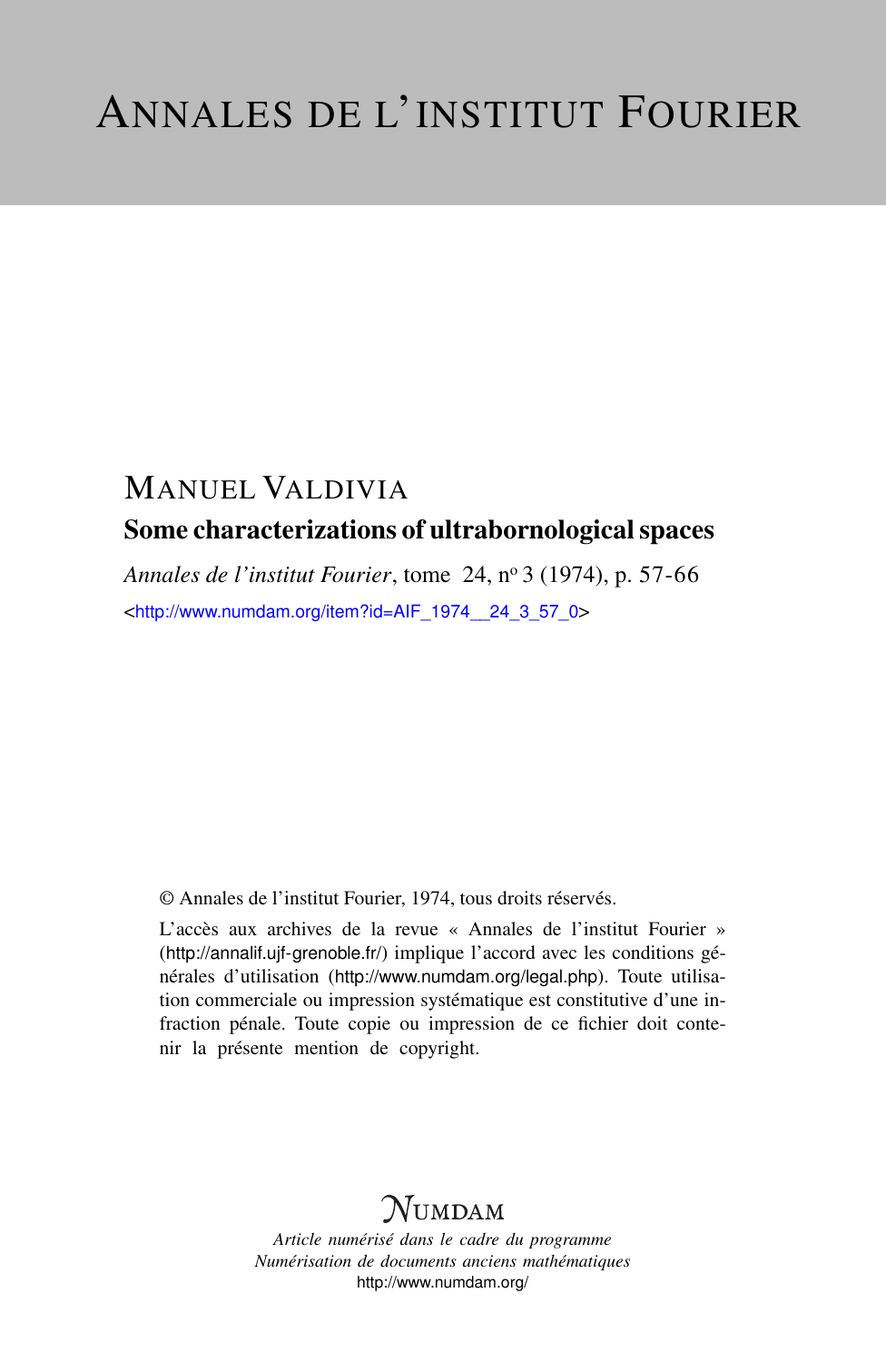# ANNALES DE L'INSTITUT FOURIER

## MANUEL VALDIVIA

### Some characterizations of ultrabornological spaces

*Annales de l'institut Fourier*, tome 24, nº 3 (1974), p. 57-66

<http://www.numdam.org/item?id=AIF_1974__24_3_57_0>

© Annales de l'institut Fourier, 1974, tous droits réservés.

L'accès aux archives de la revue « Annales de l'institut Fourier » (http://annalif.ujf-grenoble.fr/) implique l'accord avec les conditions générales d'utilisation (http://www.numdam.org/legal.php). Toute utilisation commerciale ou impression systématique est constitutive d'une infraction pénale. Toute copie ou impression de ce fichier doit contenir la présente mention de copyright.

NUMDAM

*Article numérisé dans le cadre du programme*
*Numérisation de documents anciens mathématiques*
http://www.numdam.org/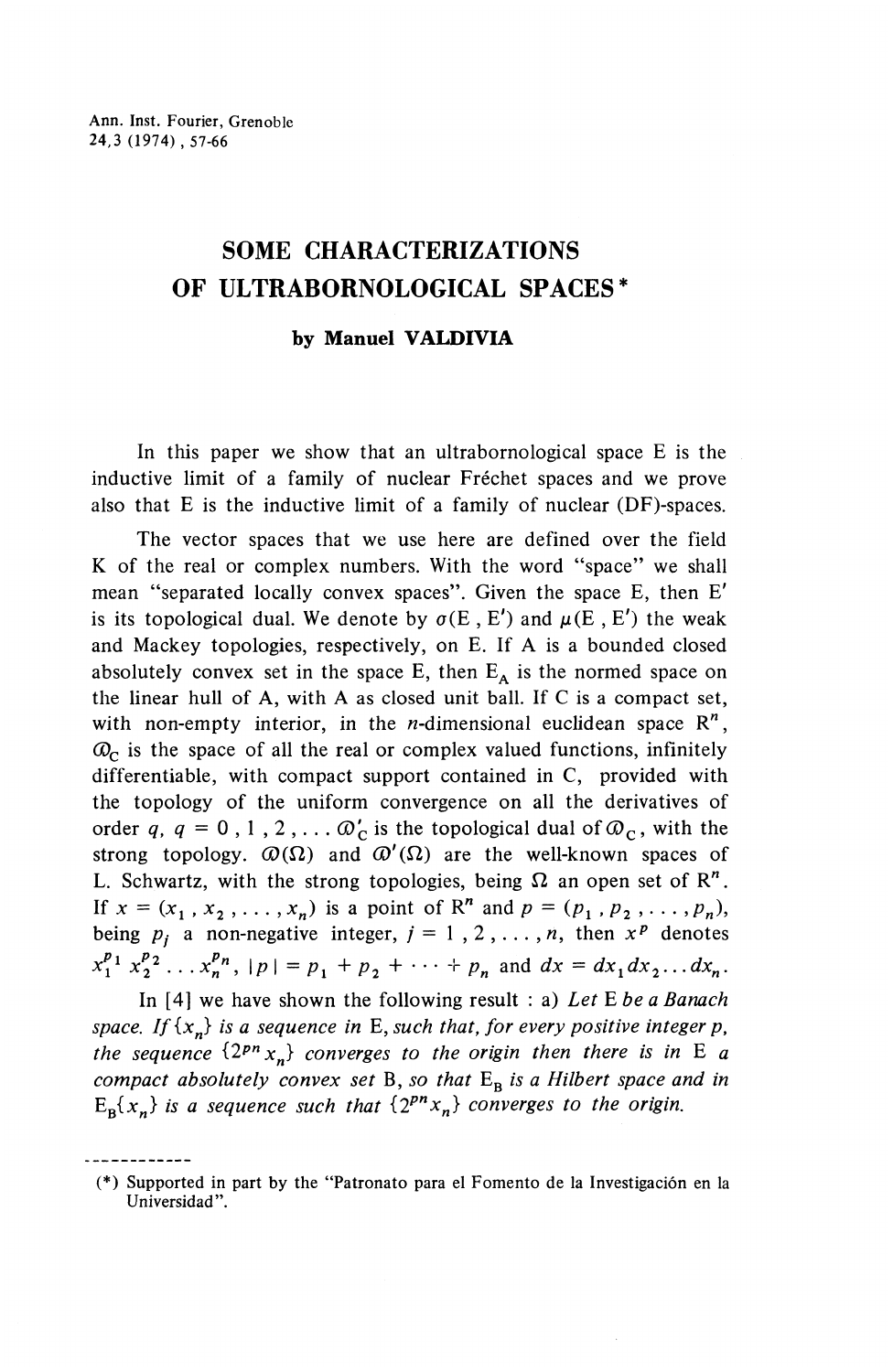# SOME CHARACTERIZATIONS OF ULTRABORNOLOGICAL SPACES *

**by Manuel VALDIVIA**

In this paper we show that an ultrabornological space E is the inductive limit of a family of nuclear Fréchet spaces and we prove also that E is the inductive limit of a family of nuclear (DF)-spaces.

The vector spaces that we use here are defined over the field K of the real or complex numbers. With the word "space" we shall mean "separated locally convex spaces". Given the space E, then E′ is its topological dual. We denote by $\sigma(E, E')$ and $\mu(E, E')$ the weak and Mackey topologies, respectively, on E. If A is a bounded closed absolutely convex set in the space E, then $E_A$ is the normed space on the linear hull of A, with A as closed unit ball. If C is a compact set, with non-empty interior, in the $n$-dimensional euclidean space $R^n$, $\mathcal{D}_C$ is the space of all the real or complex valued functions, infinitely differentiable, with compact support contained in C, provided with the topology of the uniform convergence on all the derivatives of order $q$, $q = 0, 1, 2, \ldots$ $\mathcal{D}'_C$ is the topological dual of $\mathcal{D}_C$, with the strong topology. $\mathcal{D}(\Omega)$ and $\mathcal{D}'(\Omega)$ are the well-known spaces of L. Schwartz, with the strong topologies, being $\Omega$ an open set of $R^n$. If $x = (x_1, x_2, \ldots, x_n)$ is a point of $R^n$ and $p = (p_1, p_2, \ldots, p_n)$, being $p_j$ a non-negative integer, $j = 1, 2, \ldots, n$, then $x^p$ denotes $x_1^{p_1} x_2^{p_2} \ldots x_n^{p_n}$, $|p| = p_1 + p_2 + \cdots + p_n$ and $dx = dx_1 dx_2 \ldots dx_n$.

In [4] we have shown the following result : a) *Let* E *be a Banach space. If* $\{x_n\}$ *is a sequence in* E, *such that, for every positive integer* $p$, *the sequence* $\{2^{pn} x_n\}$ *converges to the origin then there is in* E *a compact absolutely convex set* B, *so that* $E_B$ *is a Hilbert space and in* $E_B \{x_n\}$ *is a sequence such that* $\{2^{pn} x_n\}$ *converges to the origin.*

---

(*) Supported in part by the "Patronato para el Fomento de la Investigación en la Universidad".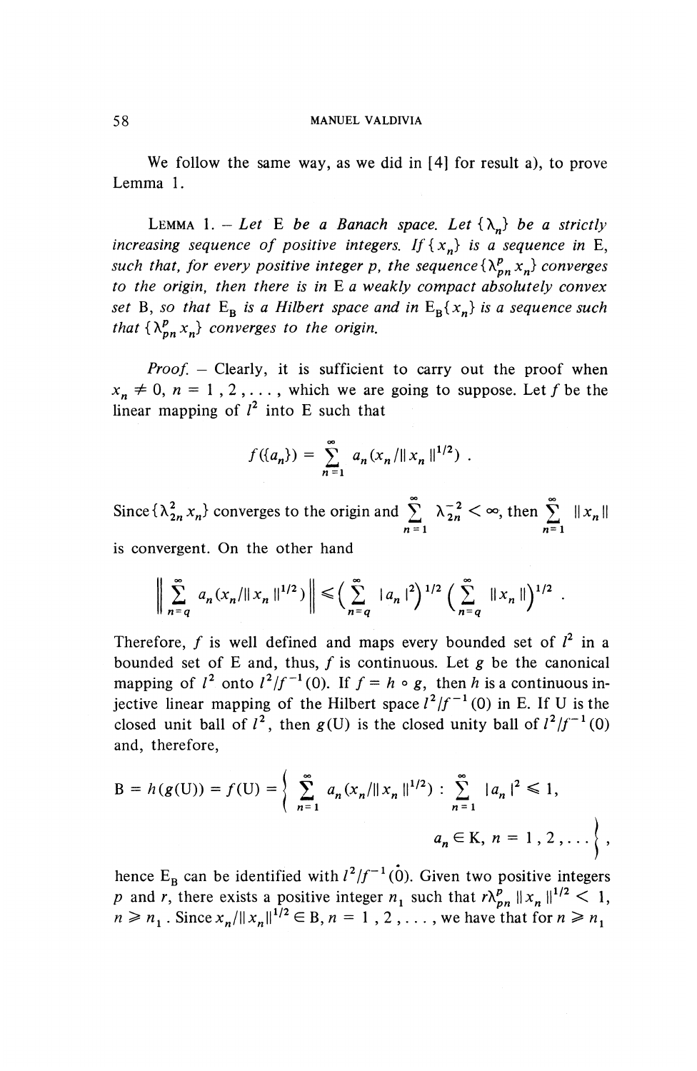We follow the same way, as we did in [4] for result a), to prove Lemma 1.

LEMMA 1. – *Let* E *be a Banach space. Let* $\{\lambda_n\}$ *be a strictly increasing sequence of positive integers. If* $\{x_n\}$ *is a sequence in* E, *such that, for every positive integer* $p$, *the sequence* $\{\lambda_{pn}^p x_n\}$ *converges to the origin, then there is in* E *a weakly compact absolutely convex set* B, *so that* $E_B$ *is a Hilbert space and in* $E_B\{x_n\}$ *is a sequence such that* $\{\lambda_{pn}^p x_n\}$ *converges to the origin.*

*Proof.* – Clearly, it is sufficient to carry out the proof when $x_n \neq 0$, $n = 1, 2, \ldots$, which we are going to suppose. Let $f$ be the linear mapping of $l^2$ into E such that

$$f(\{a_n\}) = \sum_{n=1}^{\infty} a_n (x_n / \|x_n\|^{1/2}) .$$

Since $\{\lambda_{2n}^2 x_n\}$ converges to the origin and $\sum_{n=1}^{\infty} \lambda_{2n}^{-2} < \infty$, then $\sum_{n=1}^{\infty} \|x_n\|$ is convergent. On the other hand

$$\left\| \sum_{n=q}^{\infty} a_n (x_n / \|x_n\|^{1/2}) \right\| \leqslant \Big( \sum_{n=q}^{\infty} |a_n|^2 \Big)^{1/2} \Big( \sum_{n=q}^{\infty} \|x_n\| \Big)^{1/2} .$$

Therefore, $f$ is well defined and maps every bounded set of $l^2$ in a bounded set of E and, thus, $f$ is continuous. Let $g$ be the canonical mapping of $l^2$ onto $l^2/f^{-1}(0)$. If $f = h \circ g$, then $h$ is a continuous injective linear mapping of the Hilbert space $l^2/f^{-1}(0)$ in E. If U is the closed unit ball of $l^2$, then $g(\mathrm{U})$ is the closed unity ball of $l^2/f^{-1}(0)$ and, therefore,

$$\mathrm{B} = h(g(\mathrm{U})) = f(\mathrm{U}) = \left\{ \sum_{n=1}^{\infty} a_n (x_n / \|x_n\|^{1/2}) : \sum_{n=1}^{\infty} |a_n|^2 \leqslant 1, \right.$$
$$\left. a_n \in \mathrm{K},\ n = 1, 2, \ldots \right\} ,$$

hence $E_B$ can be identified with $l^2/f^{-1}(\dot{0})$. Given two positive integers $p$ and $r$, there exists a positive integer $n_1$ such that $r\lambda_{pn}^p \|x_n\|^{1/2} < 1$, $n \geqslant n_1$. Since $x_n/\|x_n\|^{1/2} \in \mathrm{B}$, $n = 1, 2, \ldots$, we have that for $n \geqslant n_1$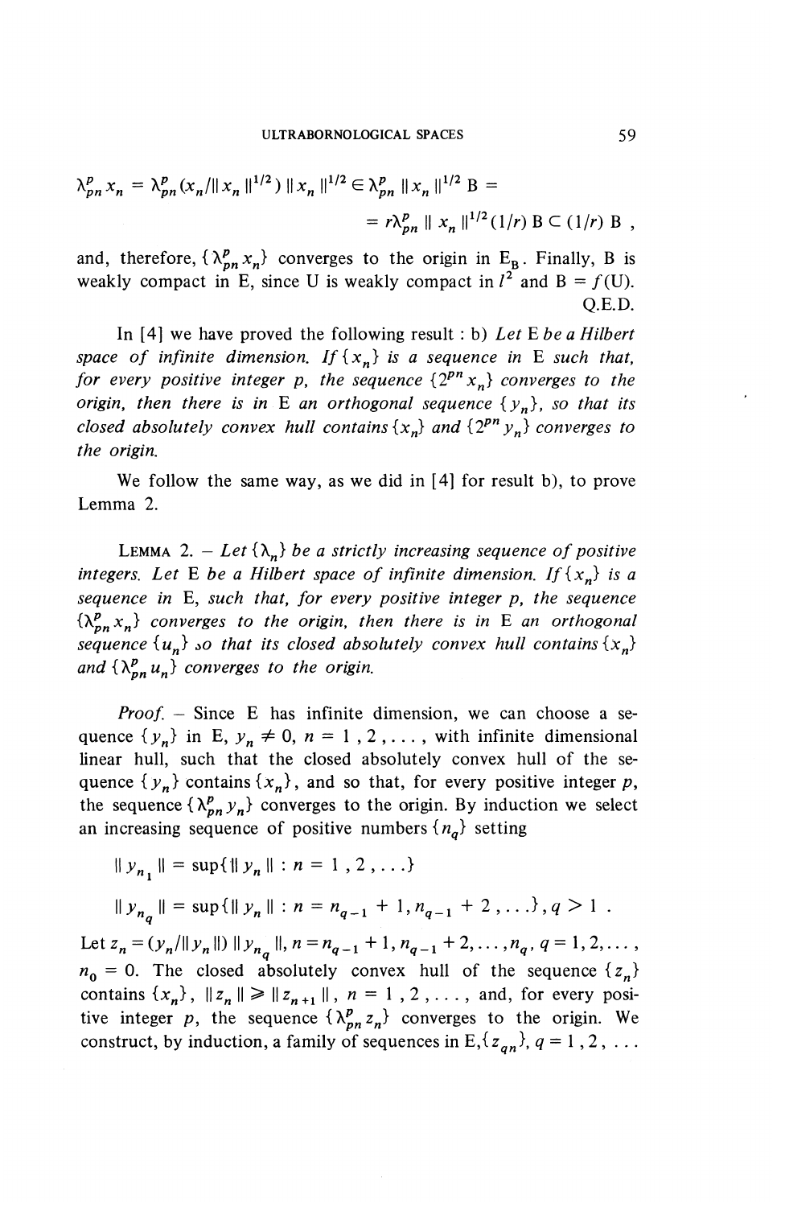$$\lambda_{pn}^{p} x_n = \lambda_{pn}^{p} (x_n / \| x_n \|^{1/2}) \| x_n \|^{1/2} \in \lambda_{pn}^{p} \| x_n \|^{1/2} \mathrm{B} =$$

$$= r \lambda_{pn}^{p} \| x_n \|^{1/2} (1/r) \mathrm{B} \subset (1/r) \mathrm{B} ,$$

and, therefore, $\{\lambda_{pn}^{p} x_n\}$ converges to the origin in $\mathrm{E_B}$. Finally, B is weakly compact in E, since U is weakly compact in $l^2$ and $\mathrm{B} = f(\mathrm{U})$.

Q.E.D.

In [4] we have proved the following result : b) *Let* E *be a Hilbert space of infinite dimension. If* $\{x_n\}$ *is a sequence in* E *such that, for every positive integer* $p$, *the sequence* $\{2^{pn} x_n\}$ *converges to the origin, then there is in* E *an orthogonal sequence* $\{y_n\}$, *so that its closed absolutely convex hull contains* $\{x_n\}$ *and* $\{2^{pn} y_n\}$ *converges to the origin.*

We follow the same way, as we did in [4] for result b), to prove Lemma 2.

LEMMA 2. — *Let* $\{\lambda_n\}$ *be a strictly increasing sequence of positive integers. Let* E *be a Hilbert space of infinite dimension. If* $\{x_n\}$ *is a sequence in* E, *such that, for every positive integer* $p$, *the sequence* $\{\lambda_{pn}^{p} x_n\}$ *converges to the origin, then there is in* E *an orthogonal sequence* $\{u_n\}$ *so that its closed absolutely convex hull contains* $\{x_n\}$ *and* $\{\lambda_{pn}^{p} u_n\}$ *converges to the origin.*

*Proof.* — Since E has infinite dimension, we can choose a sequence $\{y_n\}$ in E, $y_n \neq 0$, $n = 1, 2, \ldots$, with infinite dimensional linear hull, such that the closed absolutely convex hull of the sequence $\{y_n\}$ contains $\{x_n\}$, and so that, for every positive integer $p$, the sequence $\{\lambda_{pn}^{p} y_n\}$ converges to the origin. By induction we select an increasing sequence of positive numbers $\{n_q\}$ setting

$$\| y_{n_1} \| = \sup\{\| y_n \| : n = 1, 2, \ldots\}$$

$$\| y_{n_q} \| = \sup\{\| y_n \| : n = n_{q-1} + 1, n_{q-1} + 2, \ldots\}, q > 1 .$$

Let $z_n = (y_n / \| y_n \|) \| y_{n_q} \|$, $n = n_{q-1} + 1, n_{q-1} + 2, \ldots, n_q$, $q = 1, 2, \ldots$, $n_0 = 0$. The closed absolutely convex hull of the sequence $\{z_n\}$ contains $\{x_n\}$, $\| z_n \| \geq \| z_{n+1} \|$, $n = 1, 2, \ldots$, and, for every positive integer $p$, the sequence $\{\lambda_{pn}^{p} z_n\}$ converges to the origin. We construct, by induction, a family of sequences in E, $\{z_{qn}\}$, $q = 1, 2, \ldots$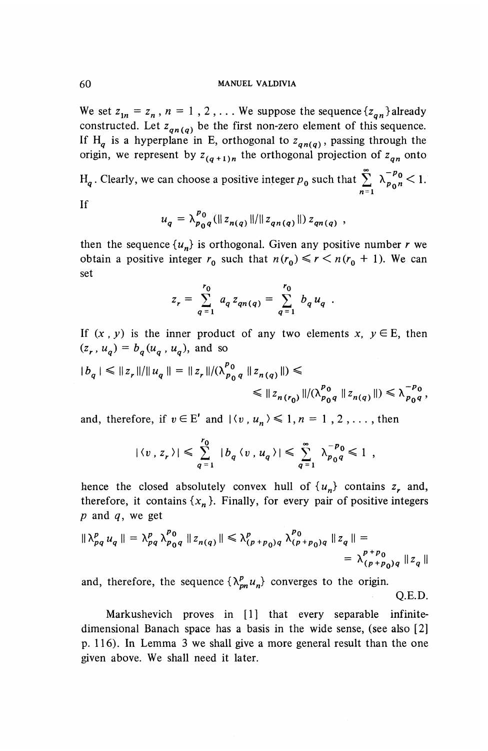We set $z_{1n} = z_n$, $n = 1, 2, \ldots$ We suppose the sequence $\{z_{qn}\}$ already constructed. Let $z_{qn(q)}$ be the first non-zero element of this sequence. If $H_q$ is a hyperplane in E, orthogonal to $z_{qn(q)}$, passing through the origin, we represent by $z_{(q+1)n}$ the orthogonal projection of $z_{qn}$ onto $H_q$. Clearly, we can choose a positive integer $p_0$ such that $\sum_{n=1}^{\infty} \lambda_{p_0 n}^{-p_0} < 1$.

If

$$u_q = \lambda_{p_0 q}^{p_0} (\| z_{n(q)} \| / \| z_{qn(q)} \|) z_{qn(q)} ,$$

then the sequence $\{u_n\}$ is orthogonal. Given any positive number $r$ we obtain a positive integer $r_0$ such that $n(r_0) \leqslant r < n(r_0 + 1)$. We can set

$$z_r = \sum_{q=1}^{r_0} a_q z_{qn(q)} = \sum_{q=1}^{r_0} b_q u_q .$$

If $(x, y)$ is the inner product of any two elements $x, y \in$ E, then $(z_r, u_q) = b_q (u_q, u_q)$, and so

$$|b_q| \leqslant \| z_r \| / \| u_q \| = \| z_r \| / (\lambda_{p_0 q}^{p_0} \| z_{n(q)} \|) \leqslant$$
$$\leqslant \| z_{n(r_0)} \| / (\lambda_{p_0 q}^{p_0} \| z_{n(q)} \|) \leqslant \lambda_{p_0 q}^{-p_0} ,$$

and, therefore, if $v \in$ E' and $|\langle v, u_n \rangle| \leqslant 1$, $n = 1, 2, \ldots$, then

$$|\langle v, z_r \rangle| \leqslant \sum_{q=1}^{r_0} |b_q \langle v, u_q \rangle| \leqslant \sum_{q=1}^{\infty} \lambda_{p_0 q}^{-p_0} \leqslant 1 ,$$

hence the closed absolutely convex hull of $\{u_n\}$ contains $z_r$ and, therefore, it contains $\{x_n\}$. Finally, for every pair of positive integers $p$ and $q$, we get

$$\| \lambda_{pq}^{p} u_q \| = \lambda_{pq}^{p} \lambda_{p_0 q}^{p_0} \| z_{n(q)} \| \leqslant \lambda_{(p+p_0)q}^{p} \lambda_{(p+p_0)q}^{p_0} \| z_q \| =$$
$$= \lambda_{(p+p_0)q}^{p+p_0} \| z_q \|$$

and, therefore, the sequence $\{\lambda_{pn}^{p} u_n\}$ converges to the origin.

Q.E.D.

Markushevich proves in [1] that every separable infinite-dimensional Banach space has a basis in the wide sense, (see also [2] p. 116). In Lemma 3 we shall give a more general result than the one given above. We shall need it later.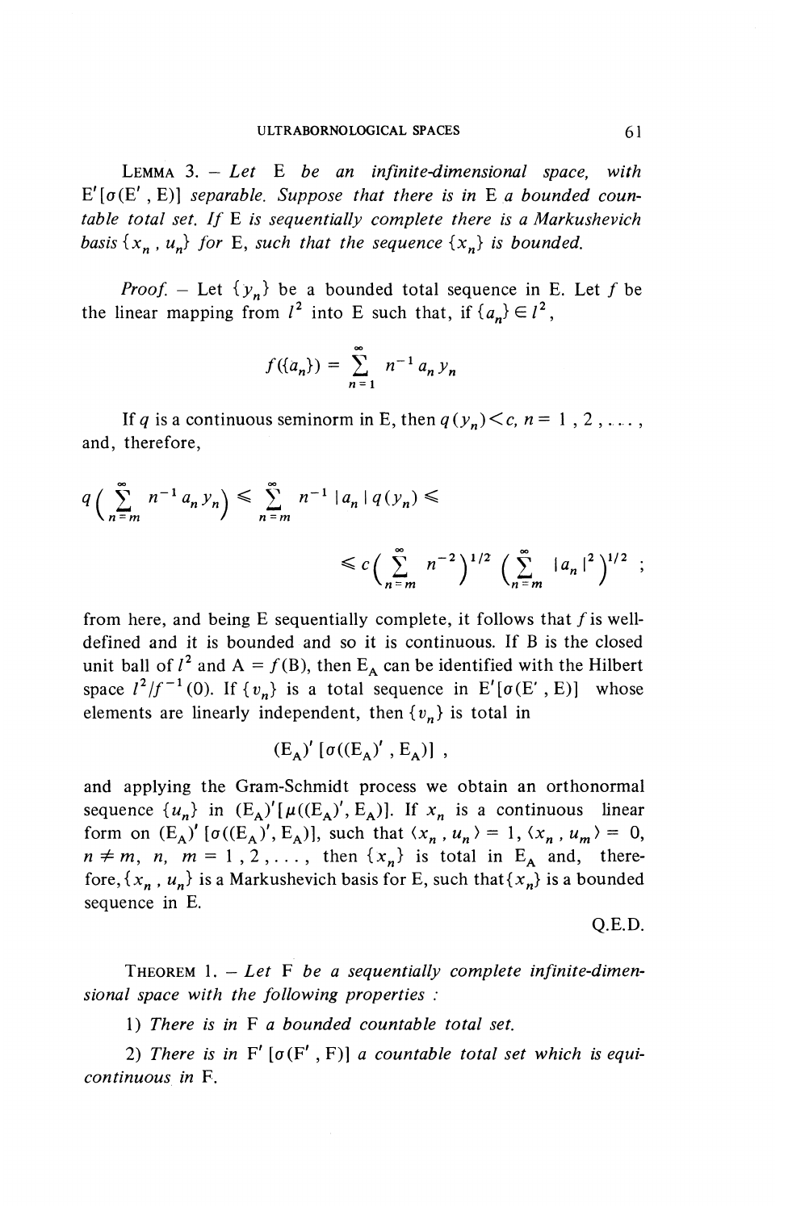LEMMA 3. – *Let* E *be an infinite-dimensional space, with* $E'[\sigma(E', E)]$ *separable. Suppose that there is in* E *a bounded countable total set. If* E *is sequentially complete there is a Markushevich basis* $\{x_n, u_n\}$ *for* E, *such that the sequence* $\{x_n\}$ *is bounded.*

*Proof.* – Let $\{y_n\}$ be a bounded total sequence in E. Let $f$ be the linear mapping from $l^2$ into E such that, if $\{a_n\} \in l^2$,

$$f(\{a_n\}) = \sum_{n=1}^{\infty} n^{-1} a_n y_n$$

If $q$ is a continuous seminorm in E, then $q(y_n) < c$, $n = 1, 2, \ldots$, and, therefore,

$$q\Big(\sum_{n=m}^{\infty} n^{-1} a_n y_n\Big) \leqslant \sum_{n=m}^{\infty} n^{-1} |a_n| \, q(y_n) \leqslant$$

$$\leqslant c\Big(\sum_{n=m}^{\infty} n^{-2}\Big)^{1/2} \Big(\sum_{n=m}^{\infty} |a_n|^2\Big)^{1/2} ;$$

from here, and being E sequentially complete, it follows that $f$ is well-defined and it is bounded and so it is continuous. If B is the closed unit ball of $l^2$ and $A = f(B)$, then $E_A$ can be identified with the Hilbert space $l^2/f^{-1}(0)$. If $\{v_n\}$ is a total sequence in $E'[\sigma(E', E)]$ whose elements are linearly independent, then $\{v_n\}$ is total in

$$(E_A)'[\sigma((E_A)', E_A)] ,$$

and applying the Gram-Schmidt process we obtain an orthonormal sequence $\{u_n\}$ in $(E_A)'[\mu((E_A)', E_A)]$. If $x_n$ is a continuous linear form on $(E_A)'[\sigma((E_A)', E_A)]$, such that $\langle x_n, u_n \rangle = 1$, $\langle x_n, u_m \rangle = 0$, $n \neq m$, $n, m = 1, 2, \ldots$, then $\{x_n\}$ is total in $E_A$ and, therefore, $\{x_n, u_n\}$ is a Markushevich basis for E, such that $\{x_n\}$ is a bounded sequence in E.

Q.E.D.

THEOREM 1. – *Let* F *be a sequentially complete infinite-dimensional space with the following properties :*

1) *There is in* F *a bounded countable total set.*

2) *There is in* $F'[\sigma(F', F)]$ *a countable total set which is equicontinuous in* F.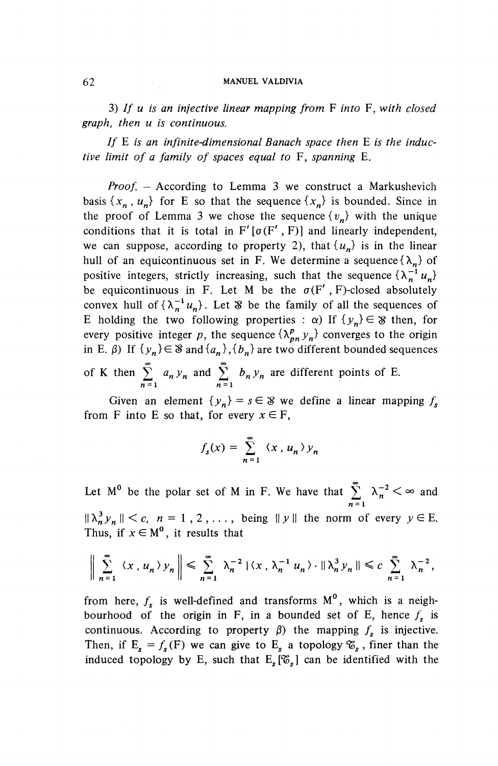3) *If $u$ is an injective linear mapping from* F *into* F, *with closed graph, then $u$ is continuous.*

*If* E *is an infinite-dimensional Banach space then* E *is the inductive limit of a family of spaces equal to* F, *spanning* E.

*Proof.* – According to Lemma 3 we construct a Markushevich basis $\{x_n, u_n\}$ for E so that the sequence $\{x_n\}$ is bounded. Since in the proof of Lemma 3 we chose the sequence $\{v_n\}$ with the unique conditions that it is total in $F'[\sigma(F', F)]$ and linearly independent, we can suppose, according to property 2), that $\{u_n\}$ is in the linear hull of an equicontinuous set in F. We determine a sequence $\{\lambda_n\}$ of positive integers, strictly increasing, such that the sequence $\{\lambda_n^{-1} u_n\}$ be equicontinuous in F. Let M be the $\sigma(F', F)$-closed absolutely convex hull of $\{\lambda_n^{-1} u_n\}$. Let $\mathfrak{S}$ be the family of all the sequences of E holding the two following properties : $\alpha$) If $\{y_n\} \in \mathfrak{S}$ then, for every positive integer $p$, the sequence $\{\lambda_{pn}^p y_n\}$ converges to the origin in E. $\beta$) If $\{y_n\} \in \mathfrak{S}$ and $\{a_n\}, \{b_n\}$ are two different bounded sequences of K then $\sum_{n=1}^{\infty} a_n y_n$ and $\sum_{n=1}^{\infty} b_n y_n$ are different points of E.

Given an element $\{y_n\} = s \in \mathfrak{S}$ we define a linear mapping $f_s$ from F into E so that, for every $x \in F$,

$$f_s(x) = \sum_{n=1}^{\infty} \langle x, u_n \rangle y_n$$

Let $M^0$ be the polar set of M in F. We have that $\sum_{n=1}^{\infty} \lambda_n^{-2} < \infty$ and $\| \lambda_n^3 y_n \| < c$, $n = 1, 2, \ldots$, being $\| y \|$ the norm of every $y \in E$. Thus, if $x \in M^0$, it results that

$$\left\| \sum_{n=1}^{\infty} \langle x, u_n \rangle y_n \right\| \leqslant \sum_{n=1}^{\infty} \lambda_n^{-2} \, |\langle x, \lambda_n^{-1} u_n \rangle| \cdot \| \lambda_n^3 y_n \| \leqslant c \sum_{n=1}^{\infty} \lambda_n^{-2},$$

from here, $f_s$ is well-defined and transforms $M^0$, which is a neighbourhood of the origin in F, in a bounded set of E, hence $f_s$ is continuous. According to property $\beta$) the mapping $f_s$ is injective. Then, if $E_s = f_s(F)$ we can give to $E_s$ a topology $\mathfrak{T}_s$, finer than the induced topology by E, such that $E_s[\mathfrak{T}_s]$ can be identified with the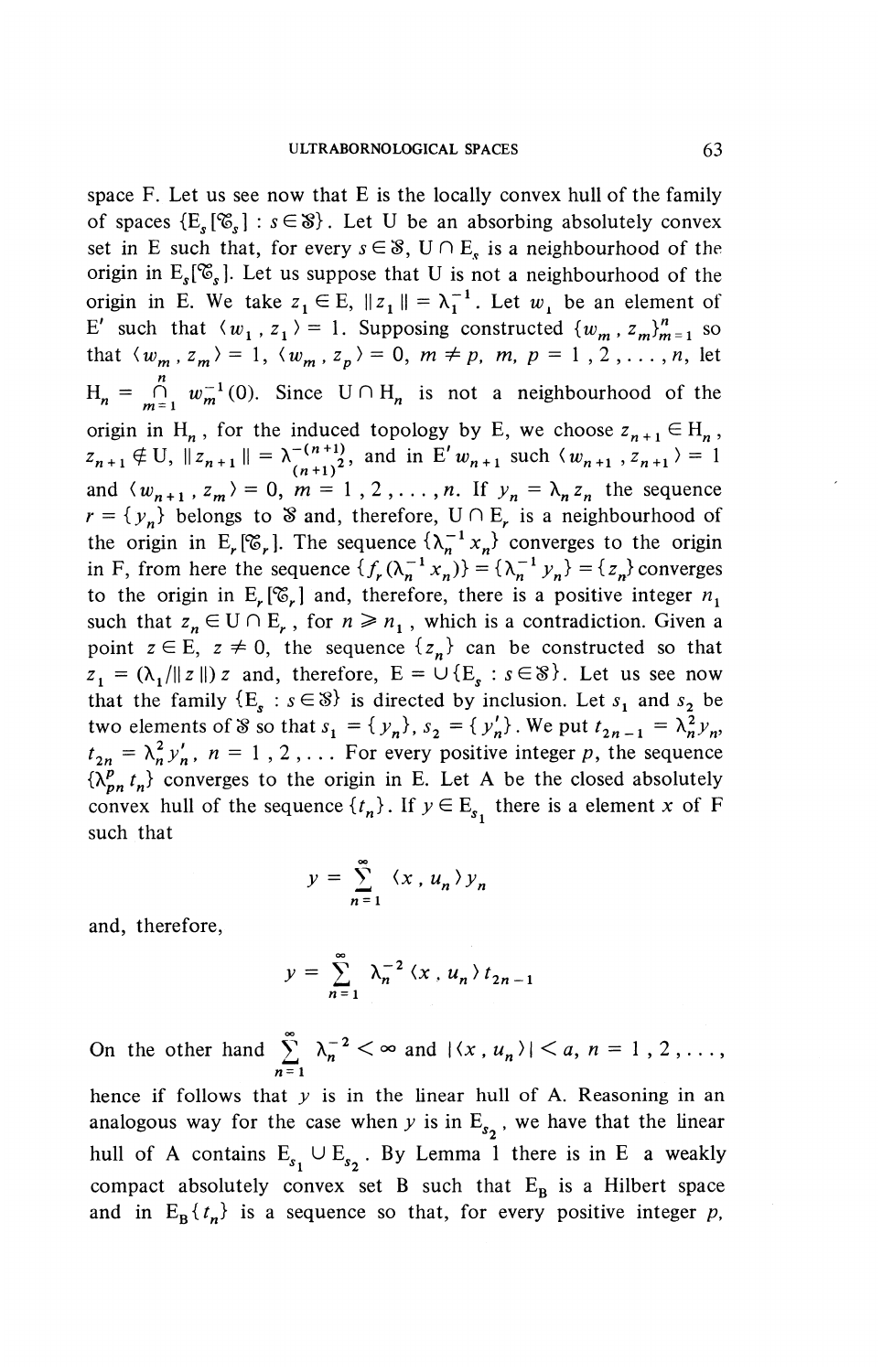space F. Let us see now that E is the locally convex hull of the family of spaces $\{E_s[\mathcal{T}_s] : s \in \mathcal{S}\}$. Let U be an absorbing absolutely convex set in E such that, for every $s \in \mathcal{S}$, $U \cap E_s$ is a neighbourhood of the origin in $E_s[\mathcal{T}_s]$. Let us suppose that U is not a neighbourhood of the origin in E. We take $z_1 \in E$, $\|z_1\| = \lambda_1^{-1}$. Let $w_1$ be an element of $E'$ such that $\langle w_1, z_1 \rangle = 1$. Supposing constructed $\{w_m, z_m\}_{m=1}^n$ so that $\langle w_m, z_m \rangle = 1$, $\langle w_m, z_p \rangle = 0$, $m \neq p$, $m, p = 1, 2, \ldots, n$, let $H_n = \bigcap_{m=1}^{n} w_m^{-1}(0)$. Since $U \cap H_n$ is not a neighbourhood of the origin in $H_n$, for the induced topology by E, we choose $z_{n+1} \in H_n$, $z_{n+1} \notin U$, $\|z_{n+1}\| = \lambda_{(n+1)^2}^{-(n+1)}$, and in $E'$ $w_{n+1}$ such $\langle w_{n+1}, z_{n+1} \rangle = 1$ and $\langle w_{n+1}, z_m \rangle = 0$, $m = 1, 2, \ldots, n$. If $y_n = \lambda_n z_n$ the sequence $r = \{y_n\}$ belongs to $\mathcal{S}$ and, therefore, $U \cap E_r$ is a neighbourhood of the origin in $E_r[\mathcal{T}_r]$. The sequence $\{\lambda_n^{-1} x_n\}$ converges to the origin in F, from here the sequence $\{f_r(\lambda_n^{-1} x_n)\} = \{\lambda_n^{-1} y_n\} = \{z_n\}$ converges to the origin in $E_r[\mathcal{T}_r]$ and, therefore, there is a positive integer $n_1$ such that $z_n \in U \cap E_r$, for $n \geqslant n_1$, which is a contradiction. Given a point $z \in E$, $z \neq 0$, the sequence $\{z_n\}$ can be constructed so that $z_1 = (\lambda_1/\|z\|) z$ and, therefore, $E = \cup\{E_s : s \in \mathcal{S}\}$. Let us see now that the family $\{E_s : s \in \mathcal{S}\}$ is directed by inclusion. Let $s_1$ and $s_2$ be two elements of $\mathcal{S}$ so that $s_1 = \{y_n\}$, $s_2 = \{y'_n\}$. We put $t_{2n-1} = \lambda_n^2 y_n$, $t_{2n} = \lambda_n^2 y'_n$, $n = 1, 2, \ldots$ For every positive integer $p$, the sequence $\{\lambda_{pn}^p t_n\}$ converges to the origin in E. Let A be the closed absolutely convex hull of the sequence $\{t_n\}$. If $y \in E_{s_1}$ there is a element $x$ of F such that

$$y = \sum_{n=1}^{\infty} \langle x, u_n \rangle y_n$$

and, therefore,

$$y = \sum_{n=1}^{\infty} \lambda_n^{-2} \langle x, u_n \rangle t_{2n-1}$$

On the other hand $\sum_{n=1}^{\infty} \lambda_n^{-2} < \infty$ and $|\langle x, u_n \rangle| < a$, $n = 1, 2, \ldots$, hence if follows that $y$ is in the linear hull of A. Reasoning in an analogous way for the case when $y$ is in $E_{s_2}$, we have that the linear hull of A contains $E_{s_1} \cup E_{s_2}$. By Lemma 1 there is in E a weakly compact absolutely convex set B such that $E_B$ is a Hilbert space and in $E_B \{t_n\}$ is a sequence so that, for every positive integer $p$,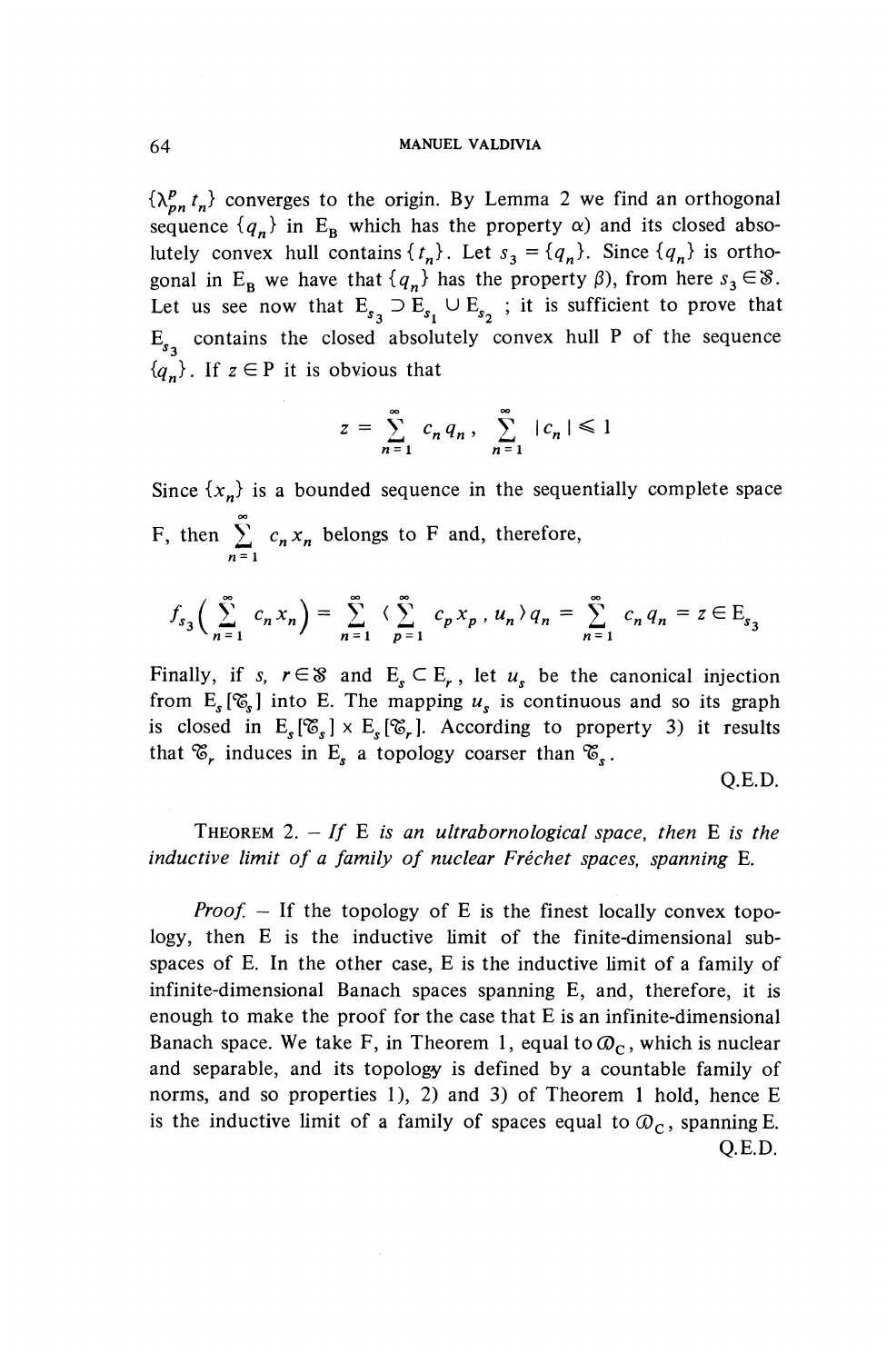$\{\lambda_{pn}^{p} t_n\}$ converges to the origin. By Lemma 2 we find an orthogonal sequence $\{q_n\}$ in $E_B$ which has the property $\alpha$) and its closed absolutely convex hull contains $\{t_n\}$. Let $s_3 = \{q_n\}$. Since $\{q_n\}$ is orthogonal in $E_B$ we have that $\{q_n\}$ has the property $\beta$), from here $s_3 \in \mathfrak{S}$. Let us see now that $E_{s_3} \supset E_{s_1} \cup E_{s_2}$ ; it is sufficient to prove that $E_{s_3}$ contains the closed absolutely convex hull P of the sequence $\{q_n\}$. If $z \in P$ it is obvious that

$$z = \sum_{n=1}^{\infty} c_n q_n , \quad \sum_{n=1}^{\infty} |c_n| \leqslant 1$$

Since $\{x_n\}$ is a bounded sequence in the sequentially complete space F, then $\sum_{n=1}^{\infty} c_n x_n$ belongs to F and, therefore,

$$f_{s_3}\Big(\sum_{n=1}^{\infty} c_n x_n\Big) = \sum_{n=1}^{\infty} \langle \sum_{p=1}^{\infty} c_p x_p , u_n \rangle q_n = \sum_{n=1}^{\infty} c_n q_n = z \in E_{s_3}$$

Finally, if $s$, $r \in \mathfrak{S}$ and $E_s \subset E_r$, let $u_s$ be the canonical injection from $E_s[\mathcal{T}_s]$ into E. The mapping $u_s$ is continuous and so its graph is closed in $E_s[\mathcal{T}_s] \times E_s[\mathcal{T}_r]$. According to property 3) it results that $\mathcal{T}_r$ induces in $E_s$ a topology coarser than $\mathcal{T}_s$.

Q.E.D.

THEOREM 2. – *If* E *is an ultrabornological space, then* E *is the inductive limit of a family of nuclear Fréchet spaces, spanning* E.

*Proof.* – If the topology of E is the finest locally convex topology, then E is the inductive limit of the finite-dimensional subspaces of E. In the other case, E is the inductive limit of a family of infinite-dimensional Banach spaces spanning E, and, therefore, it is enough to make the proof for the case that E is an infinite-dimensional Banach space. We take F, in Theorem 1, equal to $\mathcal{D}_C$, which is nuclear and separable, and its topology is defined by a countable family of norms, and so properties 1), 2) and 3) of Theorem 1 hold, hence E is the inductive limit of a family of spaces equal to $\mathcal{D}_C$, spanning E.

Q.E.D.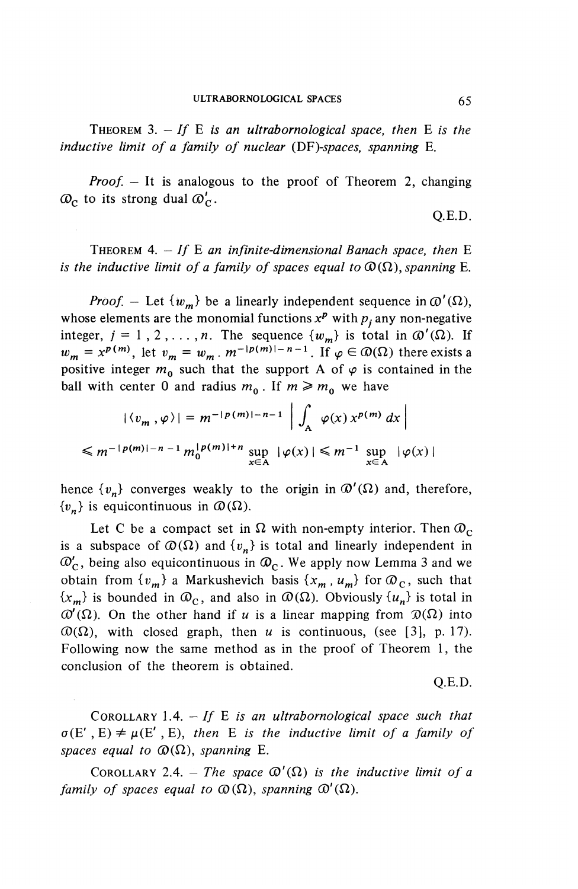THEOREM 3. – *If* E *is an ultrabornological space, then* E *is the inductive limit of a family of nuclear* (DF)*-spaces, spanning* E.

*Proof.* – It is analogous to the proof of Theorem 2, changing $\mathcal{D}_C$ to its strong dual $\mathcal{D}'_C$.

Q.E.D.

THEOREM 4. – *If* E *an infinite-dimensional Banach space, then* E *is the inductive limit of a family of spaces equal to* $\mathcal{D}(\Omega)$, *spanning* E.

*Proof.* – Let $\{w_m\}$ be a linearly independent sequence in $\mathcal{D}'(\Omega)$, whose elements are the monomial functions $x^p$ with $p_j$ any non-negative integer, $j = 1, 2, \ldots, n$. The sequence $\{w_m\}$ is total in $\mathcal{D}'(\Omega)$. If $w_m = x^{p(m)}$, let $v_m = w_m \cdot m^{-|p(m)|-n-1}$. If $\varphi \in \mathcal{D}(\Omega)$ there exists a positive integer $m_0$ such that the support A of $\varphi$ is contained in the ball with center 0 and radius $m_0$. If $m \geqslant m_0$ we have

$$|\langle v_m , \varphi \rangle| = m^{-|p(m)|-n-1} \left| \int_A \varphi(x)\, x^{p(m)}\, dx \right|$$

$$\leqslant m^{-|p(m)|-n-1} m_0^{|p(m)|+n} \sup_{x\in A} |\varphi(x)| \leqslant m^{-1} \sup_{x\in A} |\varphi(x)|$$

hence $\{v_n\}$ converges weakly to the origin in $\mathcal{D}'(\Omega)$ and, therefore, $\{v_n\}$ is equicontinuous in $\mathcal{D}(\Omega)$.

Let C be a compact set in $\Omega$ with non-empty interior. Then $\mathcal{D}_C$ is a subspace of $\mathcal{D}(\Omega)$ and $\{v_n\}$ is total and linearly independent in $\mathcal{D}'_C$, being also equicontinuous in $\mathcal{D}_C$. We apply now Lemma 3 and we obtain from $\{v_m\}$ a Markushevich basis $\{x_m , u_m\}$ for $\mathcal{D}_C$, such that $\{x_m\}$ is bounded in $\mathcal{D}_C$, and also in $\mathcal{D}(\Omega)$. Obviously $\{u_n\}$ is total in $\mathcal{D}'(\Omega)$. On the other hand if $u$ is a linear mapping from $\mathcal{D}(\Omega)$ into $\mathcal{D}(\Omega)$, with closed graph, then $u$ is continuous, (see [3], p. 17). Following now the same method as in the proof of Theorem 1, the conclusion of the theorem is obtained.

Q.E.D.

COROLLARY 1.4. – *If* E *is an ultrabornological space such that* $\sigma(E', E) \neq \mu(E', E)$, *then* E *is the inductive limit of a family of spaces equal to* $\mathcal{D}(\Omega)$, *spanning* E.

COROLLARY 2.4. – *The space* $\mathcal{D}'(\Omega)$ *is the inductive limit of a family of spaces equal to* $\mathcal{D}(\Omega)$, *spanning* $\mathcal{D}'(\Omega)$.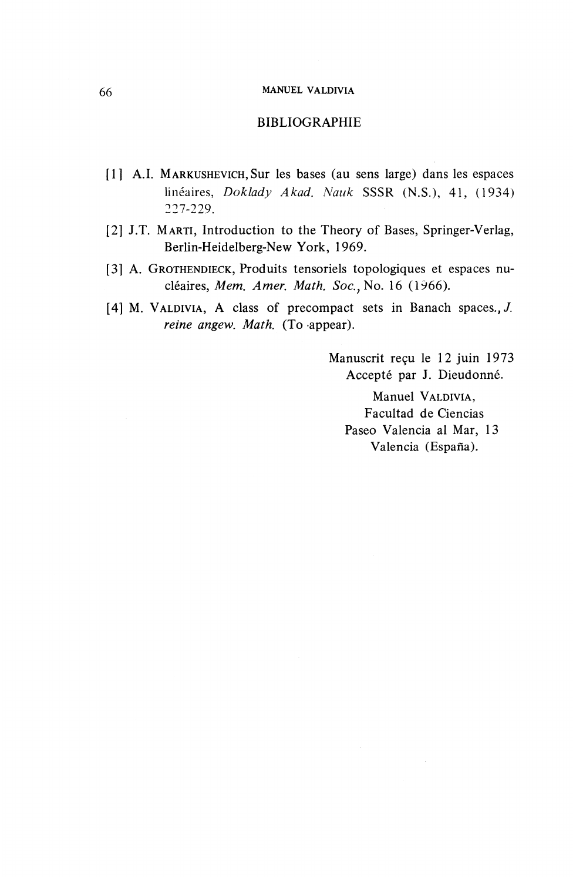## BIBLIOGRAPHIE

[1] A.I. MARKUSHEVICH, Sur les bases (au sens large) dans les espaces linéaires, *Doklady Akad. Nauk* SSSR (N.S.), 41, (1934) 227-229.

[2] J.T. MARTI, Introduction to the Theory of Bases, Springer-Verlag, Berlin-Heidelberg-New York, 1969.

[3] A. GROTHENDIECK, Produits tensoriels topologiques et espaces nucléaires, *Mem. Amer. Math. Soc.*, No. 16 (1966).

[4] M. VALDIVIA, A class of precompact sets in Banach spaces., *J. reine angew. Math.* (To appear).

Manuscrit reçu le 12 juin 1973
Accepté par J. Dieudonné.

Manuel VALDIVIA,
Facultad de Ciencias
Paseo Valencia al Mar, 13
Valencia (España).